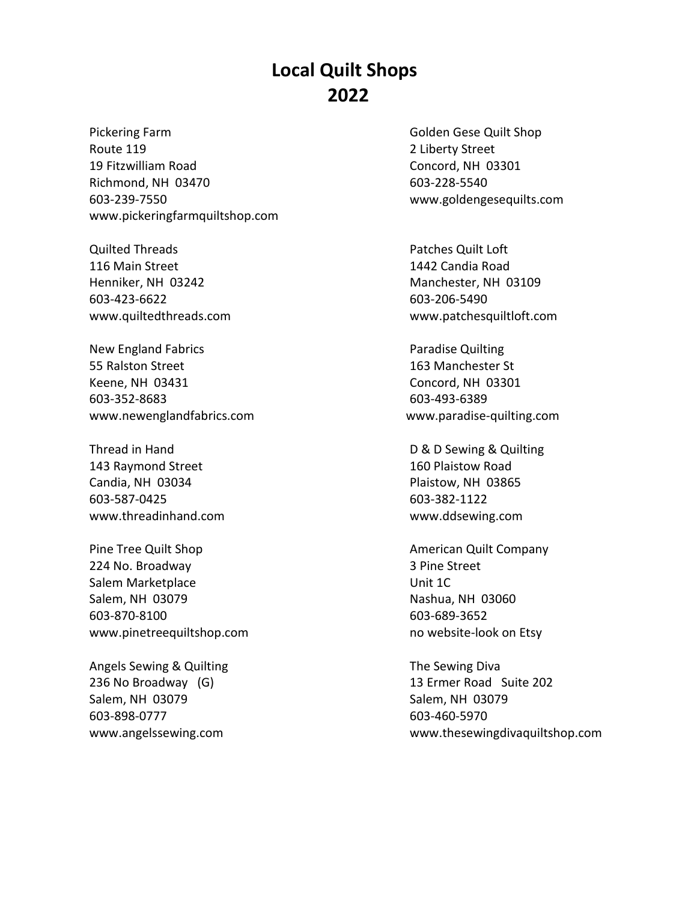# Local Quilt Shops
# 2022

Pickering Farm
Route 119
19 Fitzwilliam Road
Richmond, NH 03470
603-239-7550
www.pickeringfarmquiltshop.com

Golden Gese Quilt Shop
2 Liberty Street
Concord, NH 03301
603-228-5540
www.goldengesequilts.com

Quilted Threads
116 Main Street
Henniker, NH 03242
603-423-6622
www.quiltedthreads.com

Patches Quilt Loft
1442 Candia Road
Manchester, NH 03109
603-206-5490
www.patchesquiltloft.com

New England Fabrics
55 Ralston Street
Keene, NH 03431
603-352-8683
www.newenglandfabrics.com

Paradise Quilting
163 Manchester St
Concord, NH 03301
603-493-6389
www.paradise-quilting.com

Thread in Hand
143 Raymond Street
Candia, NH 03034
603-587-0425
www.threadinhand.com

D & D Sewing & Quilting
160 Plaistow Road
Plaistow, NH 03865
603-382-1122
www.ddsewing.com

Pine Tree Quilt Shop
224 No. Broadway
Salem Marketplace
Salem, NH 03079
603-870-8100
www.pinetreequiltshop.com

American Quilt Company
3 Pine Street
Unit 1C
Nashua, NH 03060
603-689-3652
no website-look on Etsy

Angels Sewing & Quilting
236 No Broadway (G)
Salem, NH 03079
603-898-0777
www.angelssewing.com

The Sewing Diva
13 Ermer Road Suite 202
Salem, NH 03079
603-460-5970
www.thesewingdivaquiltshop.com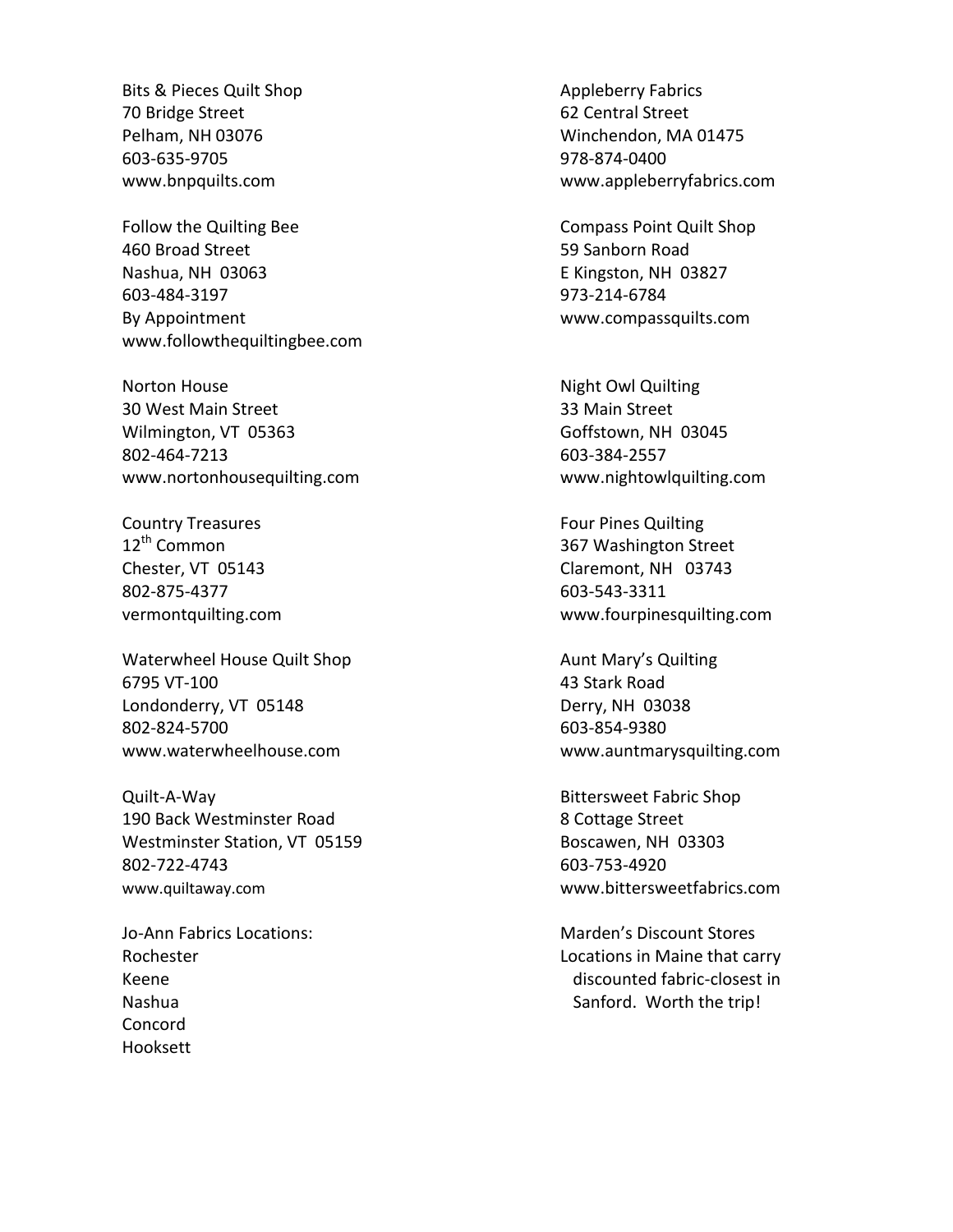Bits & Pieces Quilt Shop
70 Bridge Street
Pelham, NH 03076
603-635-9705
www.bnpquilts.com

Follow the Quilting Bee
460 Broad Street
Nashua, NH 03063
603-484-3197
By Appointment
www.followthequiltingbee.com

Norton House
30 West Main Street
Wilmington, VT 05363
802-464-7213
www.nortonhousequilting.com

Country Treasures
12th Common
Chester, VT 05143
802-875-4377
vermontquilting.com

Waterwheel House Quilt Shop
6795 VT-100
Londonderry, VT 05148
802-824-5700
www.waterwheelhouse.com

Quilt-A-Way
190 Back Westminster Road
Westminster Station, VT 05159
802-722-4743
www.quiltaway.com

Jo-Ann Fabrics Locations:
Rochester
Keene
Nashua
Concord
Hooksett

Appleberry Fabrics
62 Central Street
Winchendon, MA 01475
978-874-0400
www.appleberryfabrics.com

Compass Point Quilt Shop
59 Sanborn Road
E Kingston, NH 03827
973-214-6784
www.compassquilts.com

Night Owl Quilting
33 Main Street
Goffstown, NH 03045
603-384-2557
www.nightowlquilting.com

Four Pines Quilting
367 Washington Street
Claremont, NH 03743
603-543-3311
www.fourpinesquilting.com

Aunt Mary's Quilting
43 Stark Road
Derry, NH 03038
603-854-9380
www.auntmarysquilting.com

Bittersweet Fabric Shop
8 Cottage Street
Boscawen, NH 03303
603-753-4920
www.bittersweetfabrics.com

Marden's Discount Stores
Locations in Maine that carry discounted fabric-closest in Sanford. Worth the trip!